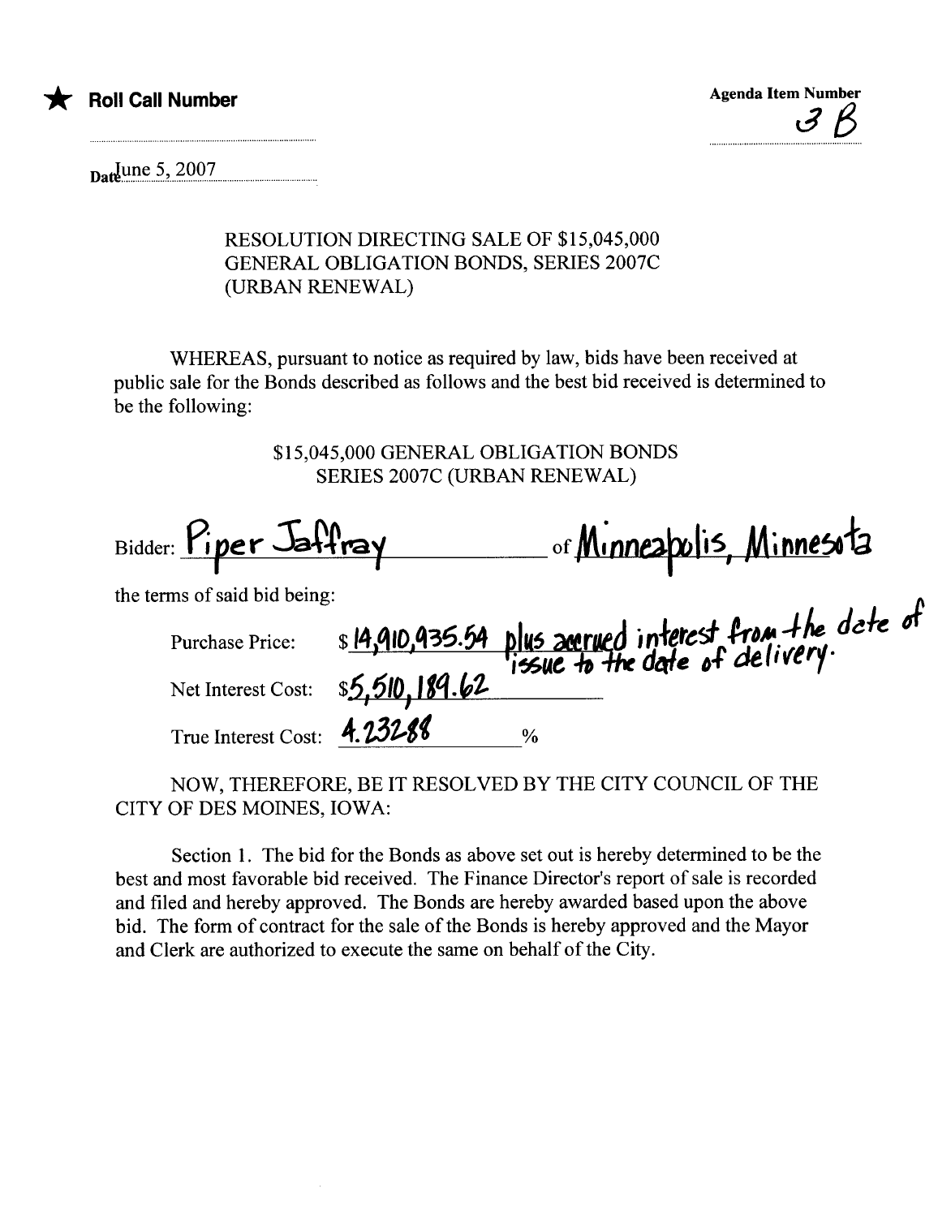★ **Roll Call Number**

**Agenda Item Number**
3 B

Date June 5, 2007

RESOLUTION DIRECTING SALE OF $15,045,000 GENERAL OBLIGATION BONDS, SERIES 2007C (URBAN RENEWAL)

WHEREAS, pursuant to notice as required by law, bids have been received at public sale for the Bonds described as follows and the best bid received is determined to be the following:

$15,045,000 GENERAL OBLIGATION BONDS
SERIES 2007C (URBAN RENEWAL)

Bidder: Piper Jaffray of Minneapolis, Minnesota

the terms of said bid being:

Purchase Price: $ 14,910,935.54 plus accrued interest from the date of issue to the date of delivery.

Net Interest Cost: $5,510,189.62

True Interest Cost: 4.23288 %

NOW, THEREFORE, BE IT RESOLVED BY THE CITY COUNCIL OF THE CITY OF DES MOINES, IOWA:

Section 1. The bid for the Bonds as above set out is hereby determined to be the best and most favorable bid received. The Finance Director's report of sale is recorded and filed and hereby approved. The Bonds are hereby awarded based upon the above bid. The form of contract for the sale of the Bonds is hereby approved and the Mayor and Clerk are authorized to execute the same on behalf of the City.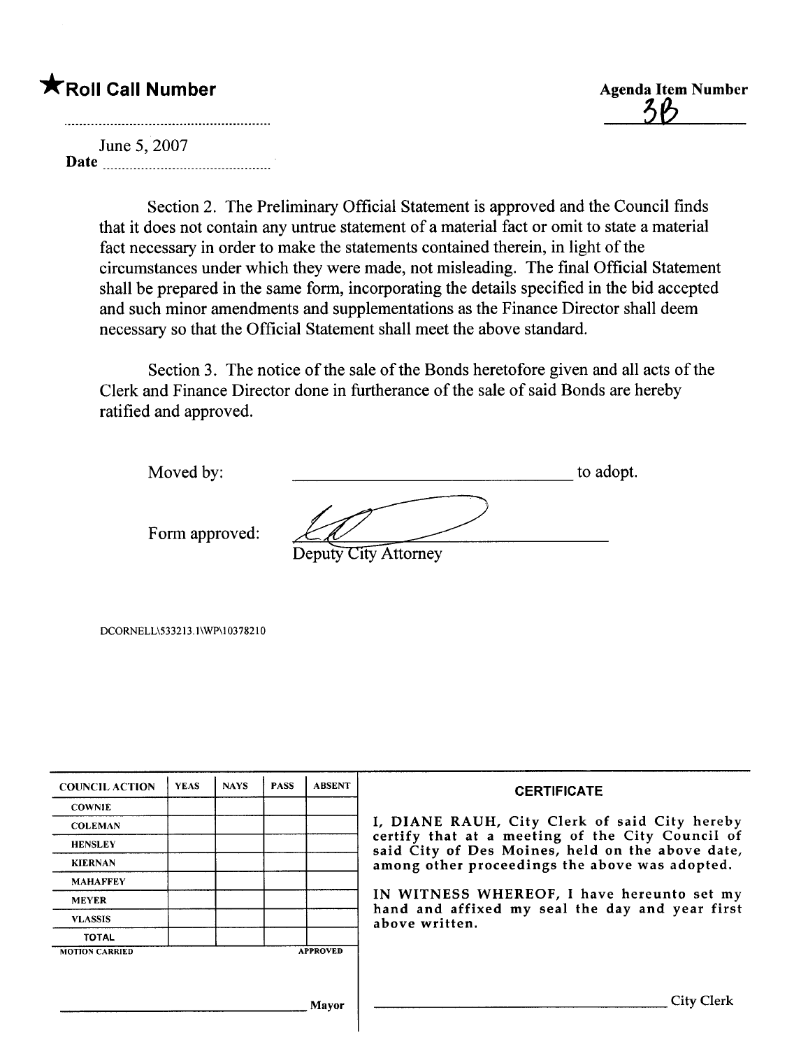★**Roll Call Number**

**Agenda Item Number**
3B

June 5, 2007
**Date**

Section 2. The Preliminary Official Statement is approved and the Council finds that it does not contain any untrue statement of a material fact or omit to state a material fact necessary in order to make the statements contained therein, in light of the circumstances under which they were made, not misleading. The final Official Statement shall be prepared in the same form, incorporating the details specified in the bid accepted and such minor amendments and supplementations as the Finance Director shall deem necessary so that the Official Statement shall meet the above standard.

Section 3. The notice of the sale of the Bonds heretofore given and all acts of the Clerk and Finance Director done in furtherance of the sale of said Bonds are hereby ratified and approved.

Moved by: ______________________________ to adopt.

Form approved: ______________________________
Deputy City Attorney

DCORNELL\533213.1\WP\10378210

| COUNCIL ACTION | YEAS | NAYS | PASS | ABSENT |
|---|---|---|---|---|
| COWNIE | | | | |
| COLEMAN | | | | |
| HENSLEY | | | | |
| KIERNAN | | | | |
| MAHAFFEY | | | | |
| MEYER | | | | |
| VLASSIS | | | | |
| TOTAL | | | | |

MOTION CARRIED APPROVED

______________________________ Mayor

**CERTIFICATE**

I, DIANE RAUH, City Clerk of said City hereby certify that at a meeting of the City Council of said City of Des Moines, held on the above date, among other proceedings the above was adopted.

IN WITNESS WHEREOF, I have hereunto set my hand and affixed my seal the day and year first above written.

______________________________ City Clerk